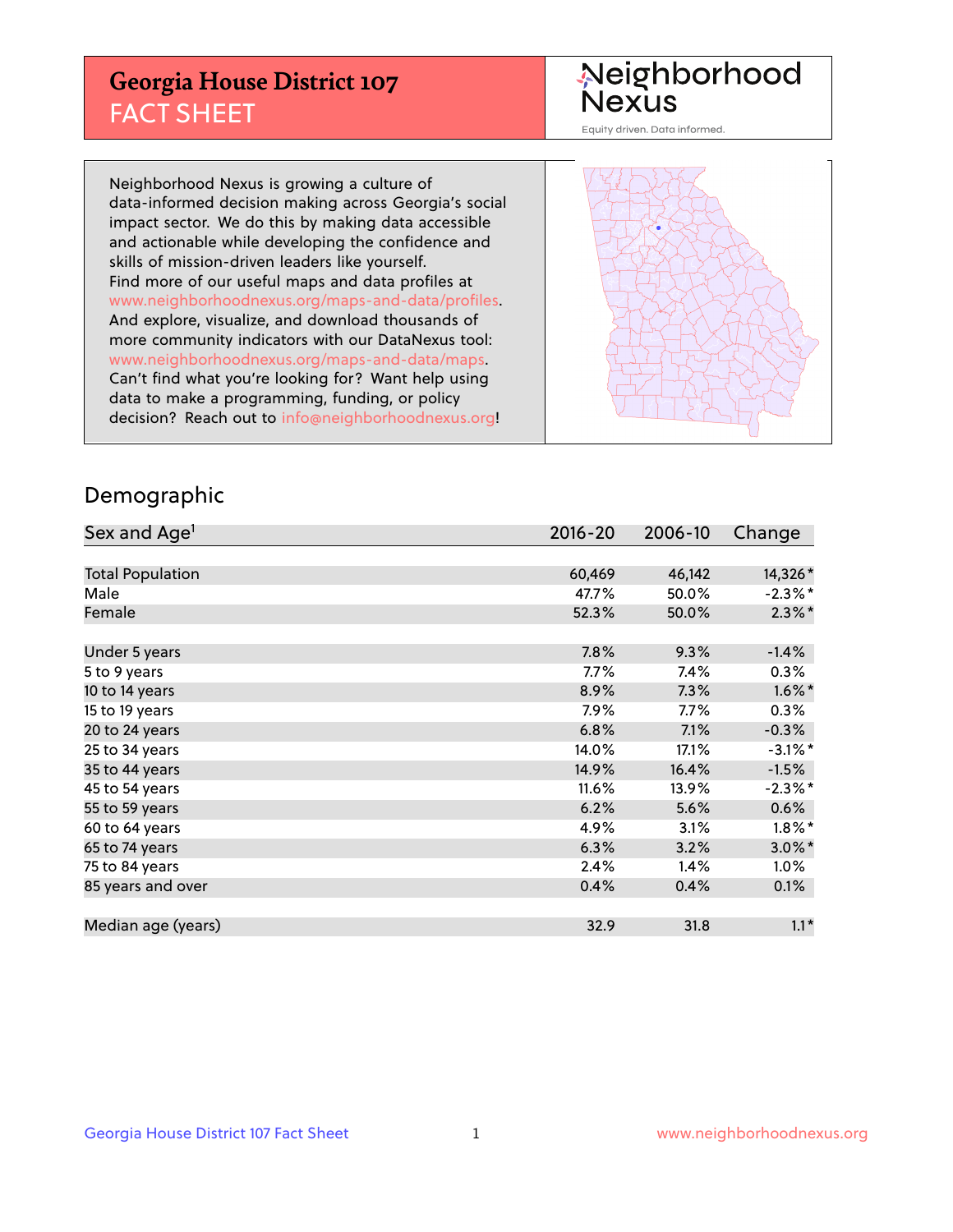# Georgia House District 107

## FACT SHEET

Neighborhood Nexus

Equity driven. Data informed.

Neighborhood Nexus is growing a culture of data-informed decision making across Georgia's social impact sector. We do this by making data accessible and actionable while developing the confidence and skills of mission-driven leaders like yourself. Find more of our useful maps and data profiles at www.neighborhoodnexus.org/maps-and-data/profiles. And explore, visualize, and download thousands of more community indicators with our DataNexus tool: www.neighborhoodnexus.org/maps-and-data/maps. Can't find what you're looking for? Want help using data to make a programming, funding, or policy decision? Reach out to info@neighborhoodnexus.org!

## Demographic

| Sex and Age[1] | 2016-20 | 2006-10 | Change |
|---|---|---|---|
| Total Population | 60,469 | 46,142 | 14,326* |
| Male | 47.7% | 50.0% | -2.3%* |
| Female | 52.3% | 50.0% | 2.3%* |
| | | | |
| Under 5 years | 7.8% | 9.3% | -1.4% |
| 5 to 9 years | 7.7% | 7.4% | 0.3% |
| 10 to 14 years | 8.9% | 7.3% | 1.6%* |
| 15 to 19 years | 7.9% | 7.7% | 0.3% |
| 20 to 24 years | 6.8% | 7.1% | -0.3% |
| 25 to 34 years | 14.0% | 17.1% | -3.1%* |
| 35 to 44 years | 14.9% | 16.4% | -1.5% |
| 45 to 54 years | 11.6% | 13.9% | -2.3%* |
| 55 to 59 years | 6.2% | 5.6% | 0.6% |
| 60 to 64 years | 4.9% | 3.1% | 1.8%* |
| 65 to 74 years | 6.3% | 3.2% | 3.0%* |
| 75 to 84 years | 2.4% | 1.4% | 1.0% |
| 85 years and over | 0.4% | 0.4% | 0.1% |
| | | | |
| Median age (years) | 32.9 | 31.8 | 1.1* |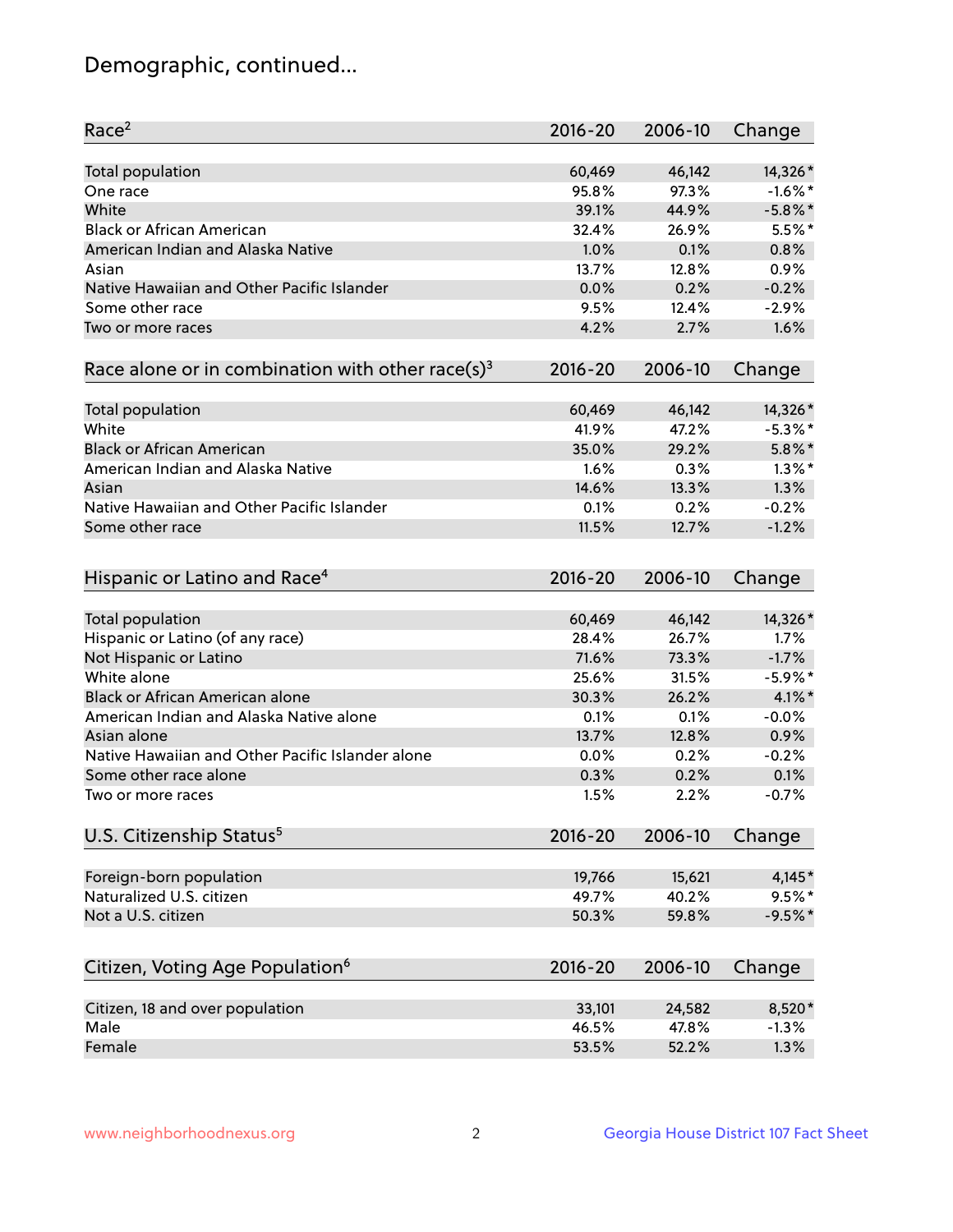# Demographic, continued...

| Race[2] | 2016-20 | 2006-10 | Change |
|---|---|---|---|
| Total population | 60,469 | 46,142 | 14,326* |
| One race | 95.8% | 97.3% | -1.6%* |
| White | 39.1% | 44.9% | -5.8%* |
| Black or African American | 32.4% | 26.9% | 5.5%* |
| American Indian and Alaska Native | 1.0% | 0.1% | 0.8% |
| Asian | 13.7% | 12.8% | 0.9% |
| Native Hawaiian and Other Pacific Islander | 0.0% | 0.2% | -0.2% |
| Some other race | 9.5% | 12.4% | -2.9% |
| Two or more races | 4.2% | 2.7% | 1.6% |

| Race alone or in combination with other race(s)[3] | 2016-20 | 2006-10 | Change |
|---|---|---|---|
| Total population | 60,469 | 46,142 | 14,326* |
| White | 41.9% | 47.2% | -5.3%* |
| Black or African American | 35.0% | 29.2% | 5.8%* |
| American Indian and Alaska Native | 1.6% | 0.3% | 1.3%* |
| Asian | 14.6% | 13.3% | 1.3% |
| Native Hawaiian and Other Pacific Islander | 0.1% | 0.2% | -0.2% |
| Some other race | 11.5% | 12.7% | -1.2% |

| Hispanic or Latino and Race[4] | 2016-20 | 2006-10 | Change |
|---|---|---|---|
| Total population | 60,469 | 46,142 | 14,326* |
| Hispanic or Latino (of any race) | 28.4% | 26.7% | 1.7% |
| Not Hispanic or Latino | 71.6% | 73.3% | -1.7% |
| White alone | 25.6% | 31.5% | -5.9%* |
| Black or African American alone | 30.3% | 26.2% | 4.1%* |
| American Indian and Alaska Native alone | 0.1% | 0.1% | -0.0% |
| Asian alone | 13.7% | 12.8% | 0.9% |
| Native Hawaiian and Other Pacific Islander alone | 0.0% | 0.2% | -0.2% |
| Some other race alone | 0.3% | 0.2% | 0.1% |
| Two or more races | 1.5% | 2.2% | -0.7% |

| U.S. Citizenship Status[5] | 2016-20 | 2006-10 | Change |
|---|---|---|---|
| Foreign-born population | 19,766 | 15,621 | 4,145* |
| Naturalized U.S. citizen | 49.7% | 40.2% | 9.5%* |
| Not a U.S. citizen | 50.3% | 59.8% | -9.5%* |

| Citizen, Voting Age Population[6] | 2016-20 | 2006-10 | Change |
|---|---|---|---|
| Citizen, 18 and over population | 33,101 | 24,582 | 8,520* |
| Male | 46.5% | 47.8% | -1.3% |
| Female | 53.5% | 52.2% | 1.3% |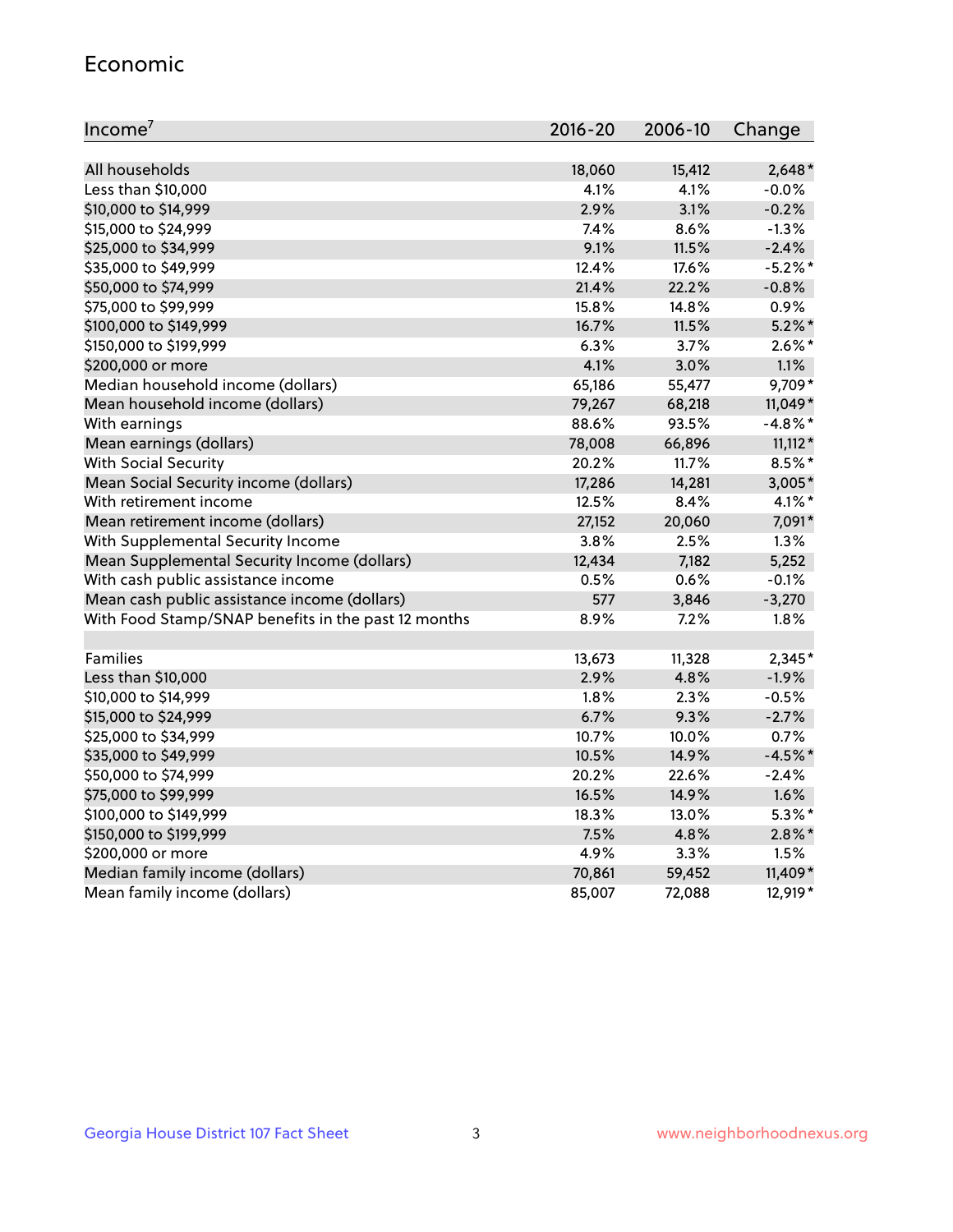## Economic

| Income[7] | 2016-20 | 2006-10 | Change |
|---|---|---|---|
| All households | 18,060 | 15,412 | 2,648* |
| Less than $10,000 | 4.1% | 4.1% | -0.0% |
| $10,000 to $14,999 | 2.9% | 3.1% | -0.2% |
| $15,000 to $24,999 | 7.4% | 8.6% | -1.3% |
| $25,000 to $34,999 | 9.1% | 11.5% | -2.4% |
| $35,000 to $49,999 | 12.4% | 17.6% | -5.2%* |
| $50,000 to $74,999 | 21.4% | 22.2% | -0.8% |
| $75,000 to $99,999 | 15.8% | 14.8% | 0.9% |
| $100,000 to $149,999 | 16.7% | 11.5% | 5.2%* |
| $150,000 to $199,999 | 6.3% | 3.7% | 2.6%* |
| $200,000 or more | 4.1% | 3.0% | 1.1% |
| Median household income (dollars) | 65,186 | 55,477 | 9,709* |
| Mean household income (dollars) | 79,267 | 68,218 | 11,049* |
| With earnings | 88.6% | 93.5% | -4.8%* |
| Mean earnings (dollars) | 78,008 | 66,896 | 11,112* |
| With Social Security | 20.2% | 11.7% | 8.5%* |
| Mean Social Security income (dollars) | 17,286 | 14,281 | 3,005* |
| With retirement income | 12.5% | 8.4% | 4.1%* |
| Mean retirement income (dollars) | 27,152 | 20,060 | 7,091* |
| With Supplemental Security Income | 3.8% | 2.5% | 1.3% |
| Mean Supplemental Security Income (dollars) | 12,434 | 7,182 | 5,252 |
| With cash public assistance income | 0.5% | 0.6% | -0.1% |
| Mean cash public assistance income (dollars) | 577 | 3,846 | -3,270 |
| With Food Stamp/SNAP benefits in the past 12 months | 8.9% | 7.2% | 1.8% |
| | | | |
| Families | 13,673 | 11,328 | 2,345* |
| Less than $10,000 | 2.9% | 4.8% | -1.9% |
| $10,000 to $14,999 | 1.8% | 2.3% | -0.5% |
| $15,000 to $24,999 | 6.7% | 9.3% | -2.7% |
| $25,000 to $34,999 | 10.7% | 10.0% | 0.7% |
| $35,000 to $49,999 | 10.5% | 14.9% | -4.5%* |
| $50,000 to $74,999 | 20.2% | 22.6% | -2.4% |
| $75,000 to $99,999 | 16.5% | 14.9% | 1.6% |
| $100,000 to $149,999 | 18.3% | 13.0% | 5.3%* |
| $150,000 to $199,999 | 7.5% | 4.8% | 2.8%* |
| $200,000 or more | 4.9% | 3.3% | 1.5% |
| Median family income (dollars) | 70,861 | 59,452 | 11,409* |
| Mean family income (dollars) | 85,007 | 72,088 | 12,919* |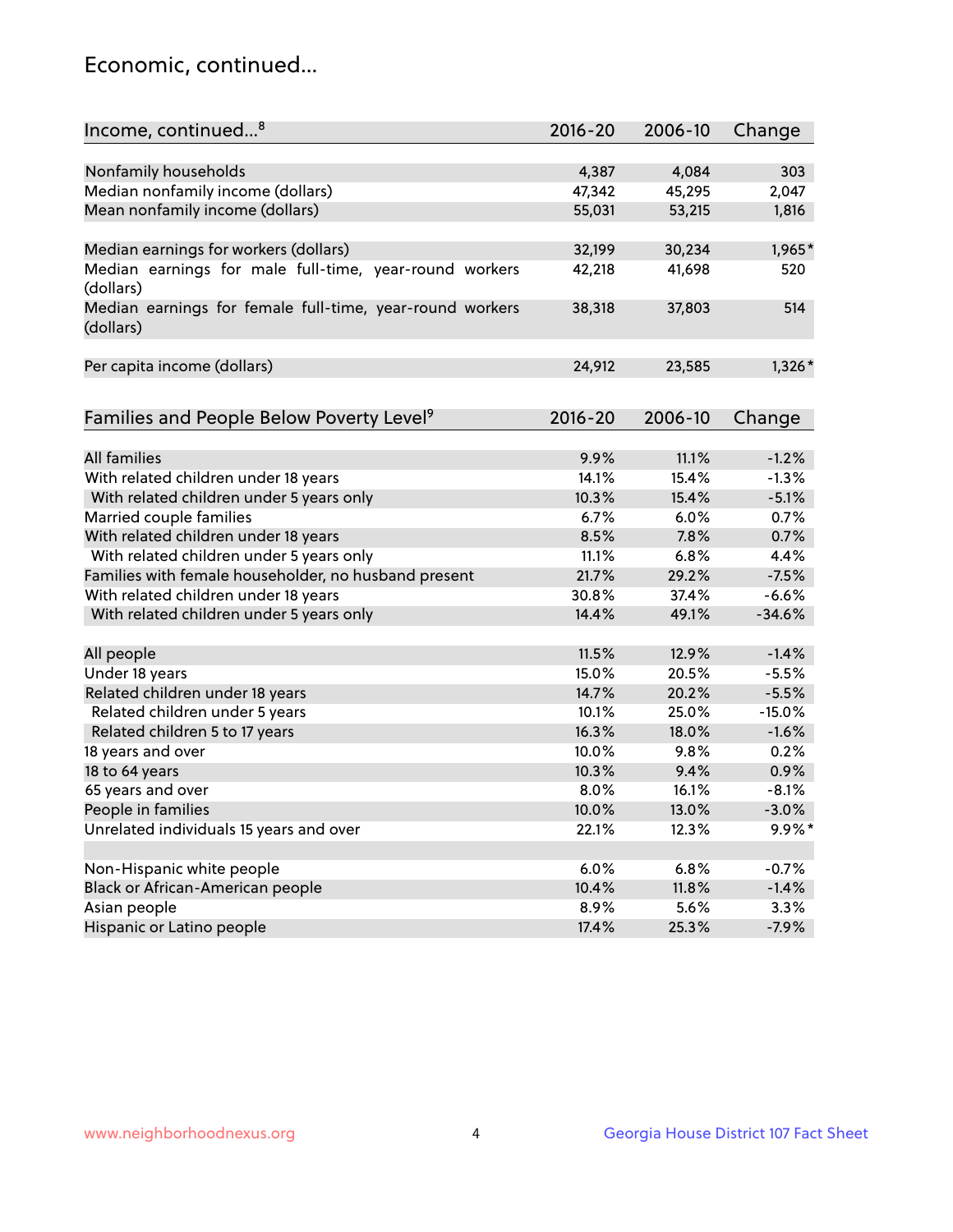## Economic, continued...

| Income, continued...[8] | 2016-20 | 2006-10 | Change |
|---|---|---|---|
| Nonfamily households | 4,387 | 4,084 | 303 |
| Median nonfamily income (dollars) | 47,342 | 45,295 | 2,047 |
| Mean nonfamily income (dollars) | 55,031 | 53,215 | 1,816 |
| Median earnings for workers (dollars) | 32,199 | 30,234 | 1,965* |
| Median earnings for male full-time, year-round workers (dollars) | 42,218 | 41,698 | 520 |
| Median earnings for female full-time, year-round workers (dollars) | 38,318 | 37,803 | 514 |
| Per capita income (dollars) | 24,912 | 23,585 | 1,326* |

| Families and People Below Poverty Level[9] | 2016-20 | 2006-10 | Change |
|---|---|---|---|
| All families | 9.9% | 11.1% | -1.2% |
| With related children under 18 years | 14.1% | 15.4% | -1.3% |
| With related children under 5 years only | 10.3% | 15.4% | -5.1% |
| Married couple families | 6.7% | 6.0% | 0.7% |
| With related children under 18 years | 8.5% | 7.8% | 0.7% |
| With related children under 5 years only | 11.1% | 6.8% | 4.4% |
| Families with female householder, no husband present | 21.7% | 29.2% | -7.5% |
| With related children under 18 years | 30.8% | 37.4% | -6.6% |
| With related children under 5 years only | 14.4% | 49.1% | -34.6% |
| All people | 11.5% | 12.9% | -1.4% |
| Under 18 years | 15.0% | 20.5% | -5.5% |
| Related children under 18 years | 14.7% | 20.2% | -5.5% |
| Related children under 5 years | 10.1% | 25.0% | -15.0% |
| Related children 5 to 17 years | 16.3% | 18.0% | -1.6% |
| 18 years and over | 10.0% | 9.8% | 0.2% |
| 18 to 64 years | 10.3% | 9.4% | 0.9% |
| 65 years and over | 8.0% | 16.1% | -8.1% |
| People in families | 10.0% | 13.0% | -3.0% |
| Unrelated individuals 15 years and over | 22.1% | 12.3% | 9.9%* |
| Non-Hispanic white people | 6.0% | 6.8% | -0.7% |
| Black or African-American people | 10.4% | 11.8% | -1.4% |
| Asian people | 8.9% | 5.6% | 3.3% |
| Hispanic or Latino people | 17.4% | 25.3% | -7.9% |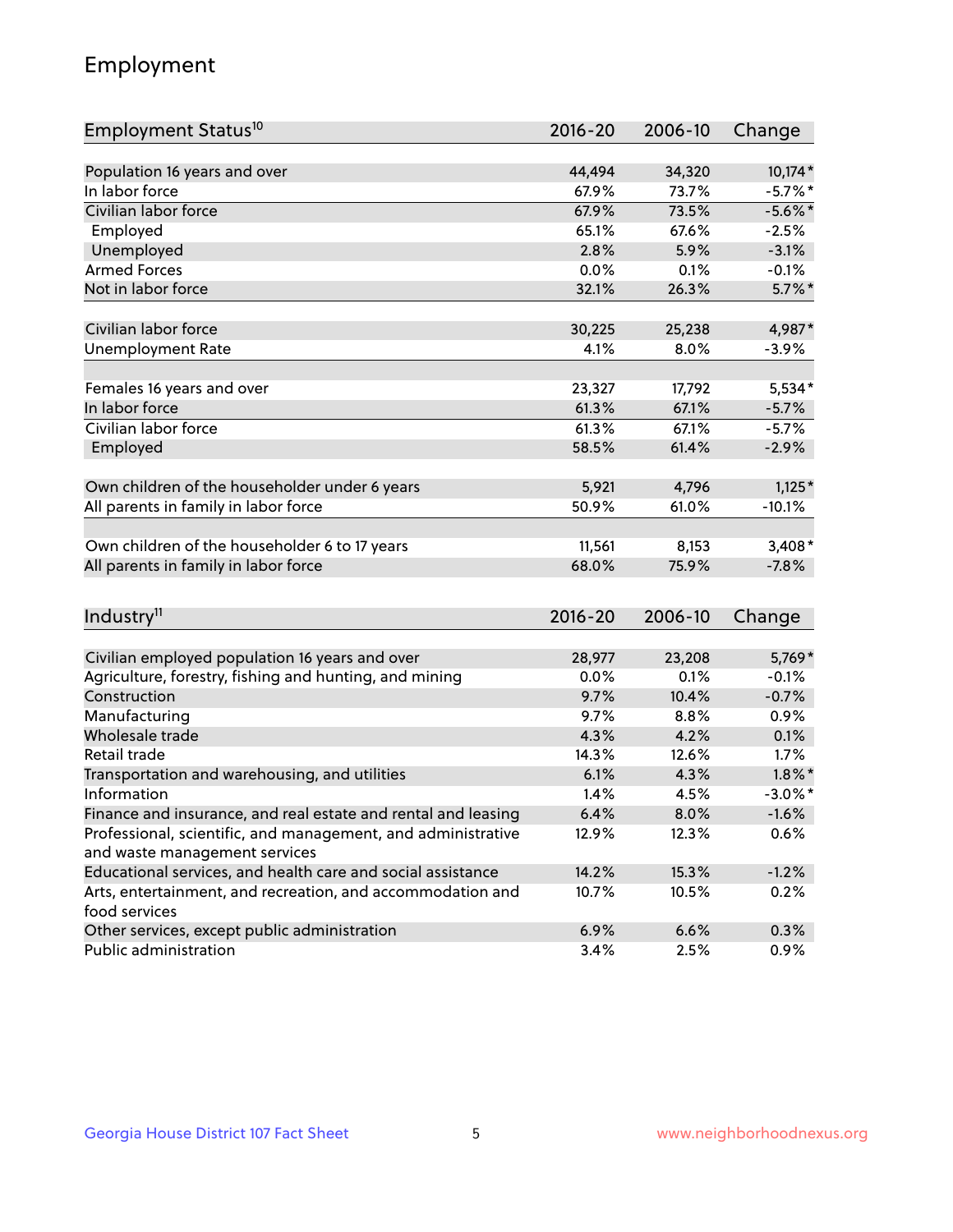# Employment

| Employment Status[10] | 2016-20 | 2006-10 | Change |
|---|---|---|---|
| Population 16 years and over | 44,494 | 34,320 | 10,174* |
| In labor force | 67.9% | 73.7% | -5.7%* |
| Civilian labor force | 67.9% | 73.5% | -5.6%* |
| Employed | 65.1% | 67.6% | -2.5% |
| Unemployed | 2.8% | 5.9% | -3.1% |
| Armed Forces | 0.0% | 0.1% | -0.1% |
| Not in labor force | 32.1% | 26.3% | 5.7%* |
| | | | |
| Civilian labor force | 30,225 | 25,238 | 4,987* |
| Unemployment Rate | 4.1% | 8.0% | -3.9% |
| | | | |
| Females 16 years and over | 23,327 | 17,792 | 5,534* |
| In labor force | 61.3% | 67.1% | -5.7% |
| Civilian labor force | 61.3% | 67.1% | -5.7% |
| Employed | 58.5% | 61.4% | -2.9% |
| | | | |
| Own children of the householder under 6 years | 5,921 | 4,796 | 1,125* |
| All parents in family in labor force | 50.9% | 61.0% | -10.1% |
| | | | |
| Own children of the householder 6 to 17 years | 11,561 | 8,153 | 3,408* |
| All parents in family in labor force | 68.0% | 75.9% | -7.8% |

| Industry[11] | 2016-20 | 2006-10 | Change |
|---|---|---|---|
| Civilian employed population 16 years and over | 28,977 | 23,208 | 5,769* |
| Agriculture, forestry, fishing and hunting, and mining | 0.0% | 0.1% | -0.1% |
| Construction | 9.7% | 10.4% | -0.7% |
| Manufacturing | 9.7% | 8.8% | 0.9% |
| Wholesale trade | 4.3% | 4.2% | 0.1% |
| Retail trade | 14.3% | 12.6% | 1.7% |
| Transportation and warehousing, and utilities | 6.1% | 4.3% | 1.8%* |
| Information | 1.4% | 4.5% | -3.0%* |
| Finance and insurance, and real estate and rental and leasing | 6.4% | 8.0% | -1.6% |
| Professional, scientific, and management, and administrative and waste management services | 12.9% | 12.3% | 0.6% |
| Educational services, and health care and social assistance | 14.2% | 15.3% | -1.2% |
| Arts, entertainment, and recreation, and accommodation and food services | 10.7% | 10.5% | 0.2% |
| Other services, except public administration | 6.9% | 6.6% | 0.3% |
| Public administration | 3.4% | 2.5% | 0.9% |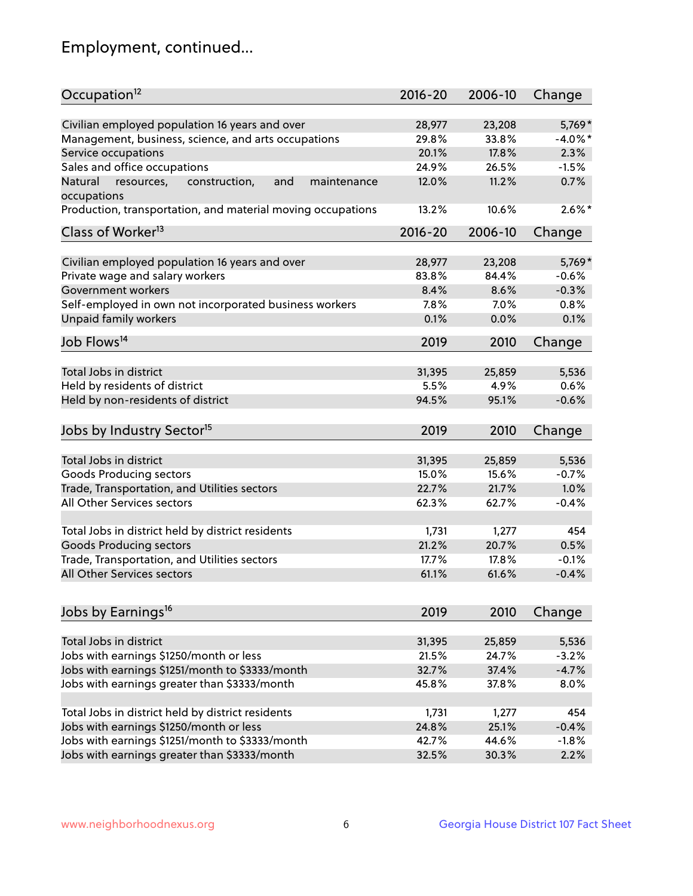# Employment, continued...

| Occupation[12] | 2016-20 | 2006-10 | Change |
|---|---|---|---|
| Civilian employed population 16 years and over | 28,977 | 23,208 | 5,769* |
| Management, business, science, and arts occupations | 29.8% | 33.8% | -4.0%* |
| Service occupations | 20.1% | 17.8% | 2.3% |
| Sales and office occupations | 24.9% | 26.5% | -1.5% |
| Natural resources, construction, and maintenance occupations | 12.0% | 11.2% | 0.7% |
| Production, transportation, and material moving occupations | 13.2% | 10.6% | 2.6%* |

| Class of Worker[13] | 2016-20 | 2006-10 | Change |
|---|---|---|---|
| Civilian employed population 16 years and over | 28,977 | 23,208 | 5,769* |
| Private wage and salary workers | 83.8% | 84.4% | -0.6% |
| Government workers | 8.4% | 8.6% | -0.3% |
| Self-employed in own not incorporated business workers | 7.8% | 7.0% | 0.8% |
| Unpaid family workers | 0.1% | 0.0% | 0.1% |

| Job Flows[14] | 2019 | 2010 | Change |
|---|---|---|---|
| Total Jobs in district | 31,395 | 25,859 | 5,536 |
| Held by residents of district | 5.5% | 4.9% | 0.6% |
| Held by non-residents of district | 94.5% | 95.1% | -0.6% |

| Jobs by Industry Sector[15] | 2019 | 2010 | Change |
|---|---|---|---|
| Total Jobs in district | 31,395 | 25,859 | 5,536 |
| Goods Producing sectors | 15.0% | 15.6% | -0.7% |
| Trade, Transportation, and Utilities sectors | 22.7% | 21.7% | 1.0% |
| All Other Services sectors | 62.3% | 62.7% | -0.4% |
| | | | |
| Total Jobs in district held by district residents | 1,731 | 1,277 | 454 |
| Goods Producing sectors | 21.2% | 20.7% | 0.5% |
| Trade, Transportation, and Utilities sectors | 17.7% | 17.8% | -0.1% |
| All Other Services sectors | 61.1% | 61.6% | -0.4% |

| Jobs by Earnings[16] | 2019 | 2010 | Change |
|---|---|---|---|
| Total Jobs in district | 31,395 | 25,859 | 5,536 |
| Jobs with earnings $1250/month or less | 21.5% | 24.7% | -3.2% |
| Jobs with earnings $1251/month to $3333/month | 32.7% | 37.4% | -4.7% |
| Jobs with earnings greater than $3333/month | 45.8% | 37.8% | 8.0% |
| | | | |
| Total Jobs in district held by district residents | 1,731 | 1,277 | 454 |
| Jobs with earnings $1250/month or less | 24.8% | 25.1% | -0.4% |
| Jobs with earnings $1251/month to $3333/month | 42.7% | 44.6% | -1.8% |
| Jobs with earnings greater than $3333/month | 32.5% | 30.3% | 2.2% |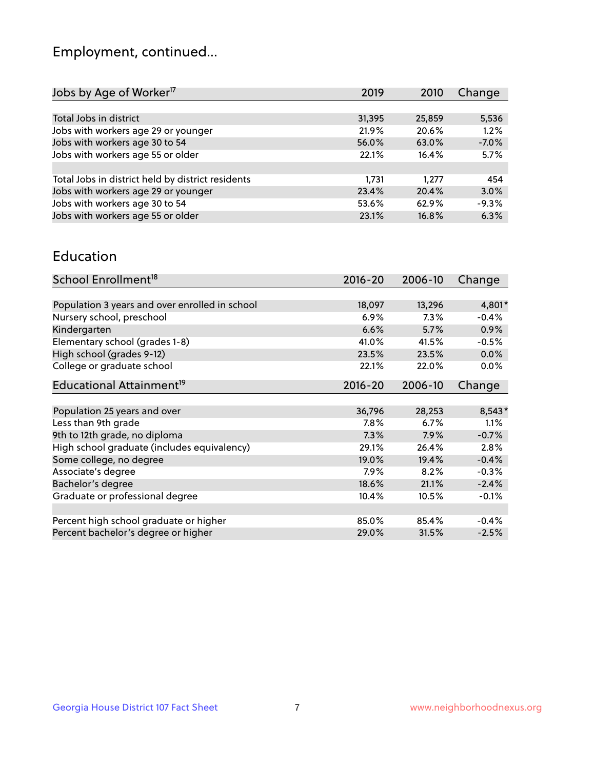## Employment, continued...

| Jobs by Age of Worker[17] | 2019 | 2010 | Change |
|---|---|---|---|
| Total Jobs in district | 31,395 | 25,859 | 5,536 |
| Jobs with workers age 29 or younger | 21.9% | 20.6% | 1.2% |
| Jobs with workers age 30 to 54 | 56.0% | 63.0% | -7.0% |
| Jobs with workers age 55 or older | 22.1% | 16.4% | 5.7% |
| | | | |
| Total Jobs in district held by district residents | 1,731 | 1,277 | 454 |
| Jobs with workers age 29 or younger | 23.4% | 20.4% | 3.0% |
| Jobs with workers age 30 to 54 | 53.6% | 62.9% | -9.3% |
| Jobs with workers age 55 or older | 23.1% | 16.8% | 6.3% |

## Education

| School Enrollment[18] | 2016-20 | 2006-10 | Change |
|---|---|---|---|
| Population 3 years and over enrolled in school | 18,097 | 13,296 | 4,801* |
| Nursery school, preschool | 6.9% | 7.3% | -0.4% |
| Kindergarten | 6.6% | 5.7% | 0.9% |
| Elementary school (grades 1-8) | 41.0% | 41.5% | -0.5% |
| High school (grades 9-12) | 23.5% | 23.5% | 0.0% |
| College or graduate school | 22.1% | 22.0% | 0.0% |

| Educational Attainment[19] | 2016-20 | 2006-10 | Change |
|---|---|---|---|
| Population 25 years and over | 36,796 | 28,253 | 8,543* |
| Less than 9th grade | 7.8% | 6.7% | 1.1% |
| 9th to 12th grade, no diploma | 7.3% | 7.9% | -0.7% |
| High school graduate (includes equivalency) | 29.1% | 26.4% | 2.8% |
| Some college, no degree | 19.0% | 19.4% | -0.4% |
| Associate's degree | 7.9% | 8.2% | -0.3% |
| Bachelor's degree | 18.6% | 21.1% | -2.4% |
| Graduate or professional degree | 10.4% | 10.5% | -0.1% |
| | | | |
| Percent high school graduate or higher | 85.0% | 85.4% | -0.4% |
| Percent bachelor's degree or higher | 29.0% | 31.5% | -2.5% |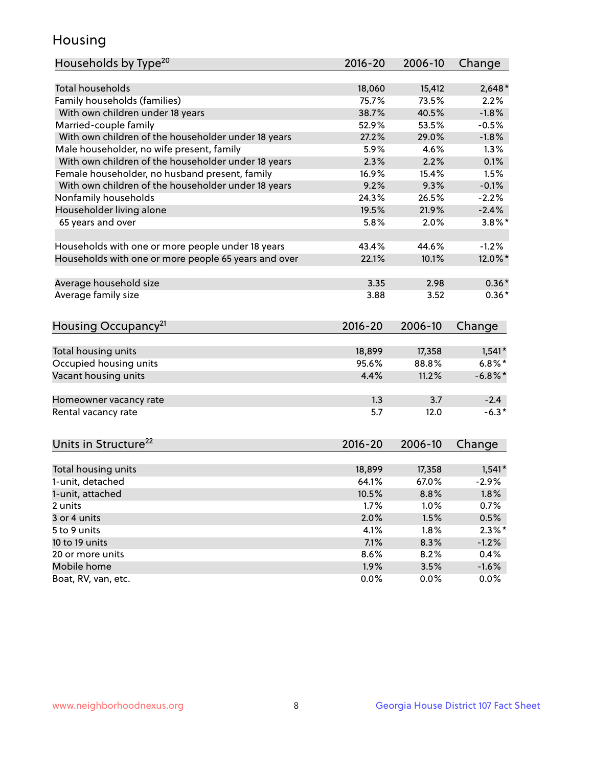# Housing

| Households by Type[20] | 2016-20 | 2006-10 | Change |
|---|---|---|---|
| Total households | 18,060 | 15,412 | 2,648* |
| Family households (families) | 75.7% | 73.5% | 2.2% |
| With own children under 18 years | 38.7% | 40.5% | -1.8% |
| Married-couple family | 52.9% | 53.5% | -0.5% |
| With own children of the householder under 18 years | 27.2% | 29.0% | -1.8% |
| Male householder, no wife present, family | 5.9% | 4.6% | 1.3% |
| With own children of the householder under 18 years | 2.3% | 2.2% | 0.1% |
| Female householder, no husband present, family | 16.9% | 15.4% | 1.5% |
| With own children of the householder under 18 years | 9.2% | 9.3% | -0.1% |
| Nonfamily households | 24.3% | 26.5% | -2.2% |
| Householder living alone | 19.5% | 21.9% | -2.4% |
| 65 years and over | 5.8% | 2.0% | 3.8%* |
| | | | |
| Households with one or more people under 18 years | 43.4% | 44.6% | -1.2% |
| Households with one or more people 65 years and over | 22.1% | 10.1% | 12.0%* |
| | | | |
| Average household size | 3.35 | 2.98 | 0.36* |
| Average family size | 3.88 | 3.52 | 0.36* |

| Housing Occupancy[21] | 2016-20 | 2006-10 | Change |
|---|---|---|---|
| Total housing units | 18,899 | 17,358 | 1,541* |
| Occupied housing units | 95.6% | 88.8% | 6.8%* |
| Vacant housing units | 4.4% | 11.2% | -6.8%* |
| | | | |
| Homeowner vacancy rate | 1.3 | 3.7 | -2.4 |
| Rental vacancy rate | 5.7 | 12.0 | -6.3* |

| Units in Structure[22] | 2016-20 | 2006-10 | Change |
|---|---|---|---|
| Total housing units | 18,899 | 17,358 | 1,541* |
| 1-unit, detached | 64.1% | 67.0% | -2.9% |
| 1-unit, attached | 10.5% | 8.8% | 1.8% |
| 2 units | 1.7% | 1.0% | 0.7% |
| 3 or 4 units | 2.0% | 1.5% | 0.5% |
| 5 to 9 units | 4.1% | 1.8% | 2.3%* |
| 10 to 19 units | 7.1% | 8.3% | -1.2% |
| 20 or more units | 8.6% | 8.2% | 0.4% |
| Mobile home | 1.9% | 3.5% | -1.6% |
| Boat, RV, van, etc. | 0.0% | 0.0% | 0.0% |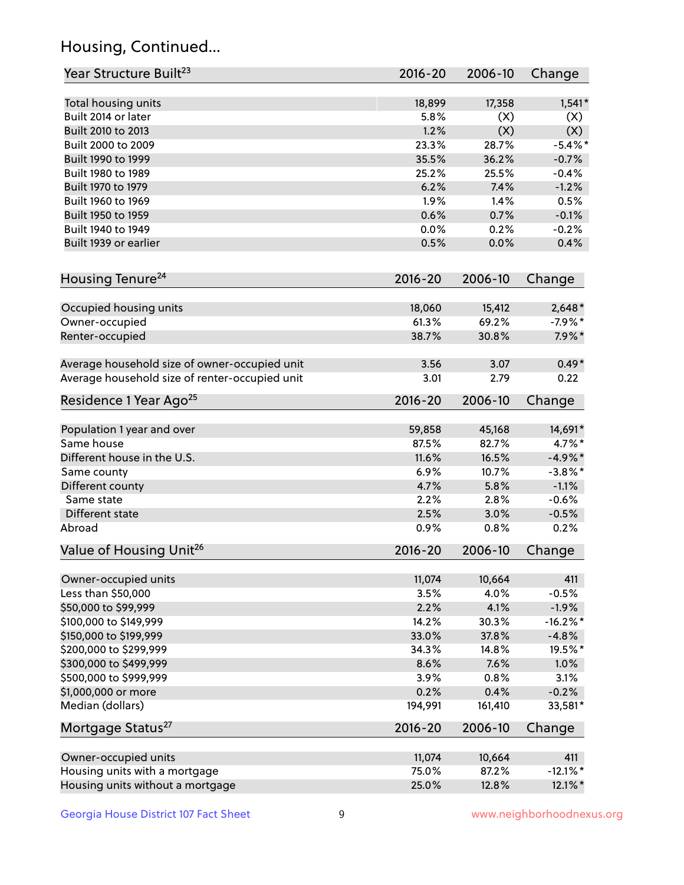## Housing, Continued...

| Year Structure Built[23] | 2016-20 | 2006-10 | Change |
|---|---|---|---|
| Total housing units | 18,899 | 17,358 | 1,541* |
| Built 2014 or later | 5.8% | (X) | (X) |
| Built 2010 to 2013 | 1.2% | (X) | (X) |
| Built 2000 to 2009 | 23.3% | 28.7% | -5.4%* |
| Built 1990 to 1999 | 35.5% | 36.2% | -0.7% |
| Built 1980 to 1989 | 25.2% | 25.5% | -0.4% |
| Built 1970 to 1979 | 6.2% | 7.4% | -1.2% |
| Built 1960 to 1969 | 1.9% | 1.4% | 0.5% |
| Built 1950 to 1959 | 0.6% | 0.7% | -0.1% |
| Built 1940 to 1949 | 0.0% | 0.2% | -0.2% |
| Built 1939 or earlier | 0.5% | 0.0% | 0.4% |

| Housing Tenure[24] | 2016-20 | 2006-10 | Change |
|---|---|---|---|
| Occupied housing units | 18,060 | 15,412 | 2,648* |
| Owner-occupied | 61.3% | 69.2% | -7.9%* |
| Renter-occupied | 38.7% | 30.8% | 7.9%* |
| Average household size of owner-occupied unit | 3.56 | 3.07 | 0.49* |
| Average household size of renter-occupied unit | 3.01 | 2.79 | 0.22 |

| Residence 1 Year Ago[25] | 2016-20 | 2006-10 | Change |
|---|---|---|---|
| Population 1 year and over | 59,858 | 45,168 | 14,691* |
| Same house | 87.5% | 82.7% | 4.7%* |
| Different house in the U.S. | 11.6% | 16.5% | -4.9%* |
| Same county | 6.9% | 10.7% | -3.8%* |
| Different county | 4.7% | 5.8% | -1.1% |
| Same state | 2.2% | 2.8% | -0.6% |
| Different state | 2.5% | 3.0% | -0.5% |
| Abroad | 0.9% | 0.8% | 0.2% |

| Value of Housing Unit[26] | 2016-20 | 2006-10 | Change |
|---|---|---|---|
| Owner-occupied units | 11,074 | 10,664 | 411 |
| Less than $50,000 | 3.5% | 4.0% | -0.5% |
| $50,000 to $99,999 | 2.2% | 4.1% | -1.9% |
| $100,000 to $149,999 | 14.2% | 30.3% | -16.2%* |
| $150,000 to $199,999 | 33.0% | 37.8% | -4.8% |
| $200,000 to $299,999 | 34.3% | 14.8% | 19.5%* |
| $300,000 to $499,999 | 8.6% | 7.6% | 1.0% |
| $500,000 to $999,999 | 3.9% | 0.8% | 3.1% |
| $1,000,000 or more | 0.2% | 0.4% | -0.2% |
| Median (dollars) | 194,991 | 161,410 | 33,581* |

| Mortgage Status[27] | 2016-20 | 2006-10 | Change |
|---|---|---|---|
| Owner-occupied units | 11,074 | 10,664 | 411 |
| Housing units with a mortgage | 75.0% | 87.2% | -12.1%* |
| Housing units without a mortgage | 25.0% | 12.8% | 12.1%* |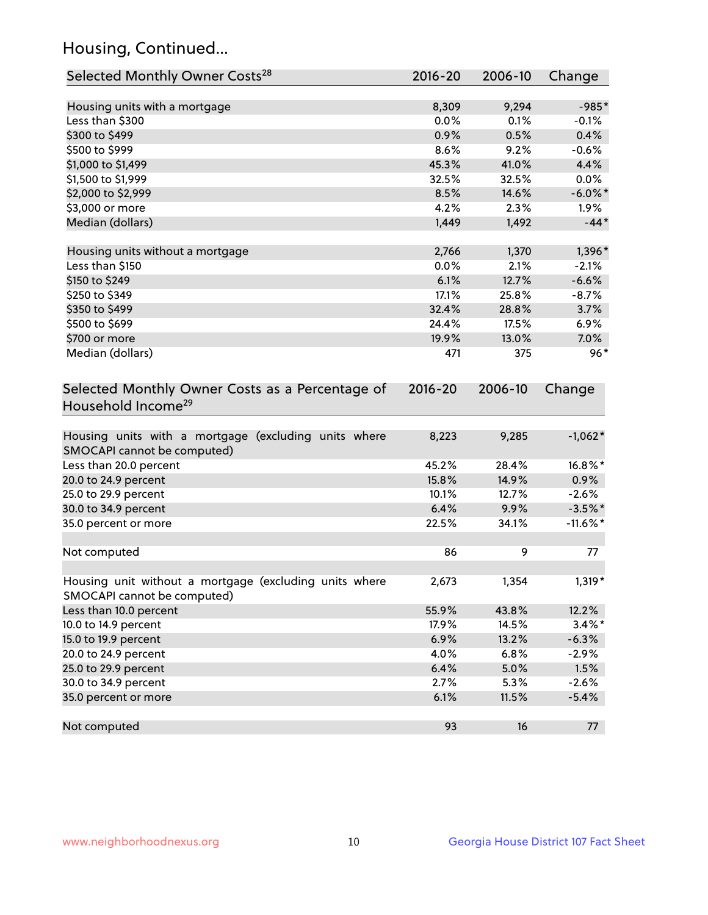## Housing, Continued...

| Selected Monthly Owner Costs[28] | 2016-20 | 2006-10 | Change |
|---|---|---|---|
| Housing units with a mortgage | 8,309 | 9,294 | -985* |
| Less than $300 | 0.0% | 0.1% | -0.1% |
| $300 to $499 | 0.9% | 0.5% | 0.4% |
| $500 to $999 | 8.6% | 9.2% | -0.6% |
| $1,000 to $1,499 | 45.3% | 41.0% | 4.4% |
| $1,500 to $1,999 | 32.5% | 32.5% | 0.0% |
| $2,000 to $2,999 | 8.5% | 14.6% | -6.0%* |
| $3,000 or more | 4.2% | 2.3% | 1.9% |
| Median (dollars) | 1,449 | 1,492 | -44* |
| | | | |
| Housing units without a mortgage | 2,766 | 1,370 | 1,396* |
| Less than $150 | 0.0% | 2.1% | -2.1% |
| $150 to $249 | 6.1% | 12.7% | -6.6% |
| $250 to $349 | 17.1% | 25.8% | -8.7% |
| $350 to $499 | 32.4% | 28.8% | 3.7% |
| $500 to $699 | 24.4% | 17.5% | 6.9% |
| $700 or more | 19.9% | 13.0% | 7.0% |
| Median (dollars) | 471 | 375 | 96* |

| Selected Monthly Owner Costs as a Percentage of Household Income[29] | 2016-20 | 2006-10 | Change |
|---|---|---|---|
| Housing units with a mortgage (excluding units where SMOCAPI cannot be computed) | 8,223 | 9,285 | -1,062* |
| Less than 20.0 percent | 45.2% | 28.4% | 16.8%* |
| 20.0 to 24.9 percent | 15.8% | 14.9% | 0.9% |
| 25.0 to 29.9 percent | 10.1% | 12.7% | -2.6% |
| 30.0 to 34.9 percent | 6.4% | 9.9% | -3.5%* |
| 35.0 percent or more | 22.5% | 34.1% | -11.6%* |
| | | | |
| Not computed | 86 | 9 | 77 |
| | | | |
| Housing unit without a mortgage (excluding units where SMOCAPI cannot be computed) | 2,673 | 1,354 | 1,319* |
| Less than 10.0 percent | 55.9% | 43.8% | 12.2% |
| 10.0 to 14.9 percent | 17.9% | 14.5% | 3.4%* |
| 15.0 to 19.9 percent | 6.9% | 13.2% | -6.3% |
| 20.0 to 24.9 percent | 4.0% | 6.8% | -2.9% |
| 25.0 to 29.9 percent | 6.4% | 5.0% | 1.5% |
| 30.0 to 34.9 percent | 2.7% | 5.3% | -2.6% |
| 35.0 percent or more | 6.1% | 11.5% | -5.4% |
| | | | |
| Not computed | 93 | 16 | 77 |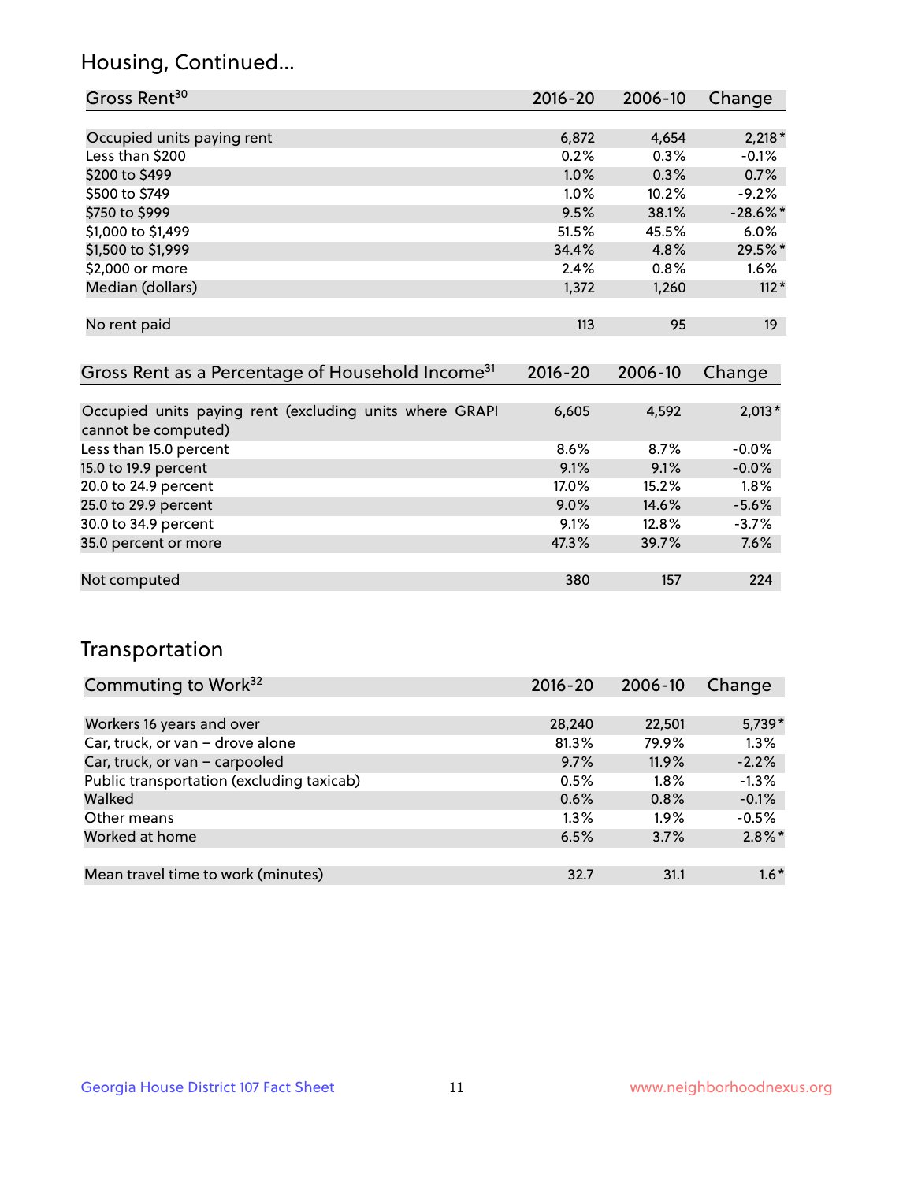## Housing, Continued...

| Gross Rent[30] | 2016-20 | 2006-10 | Change |
|---|---|---|---|
| Occupied units paying rent | 6,872 | 4,654 | 2,218* |
| Less than $200 | 0.2% | 0.3% | -0.1% |
| $200 to $499 | 1.0% | 0.3% | 0.7% |
| $500 to $749 | 1.0% | 10.2% | -9.2% |
| $750 to $999 | 9.5% | 38.1% | -28.6%* |
| $1,000 to $1,499 | 51.5% | 45.5% | 6.0% |
| $1,500 to $1,999 | 34.4% | 4.8% | 29.5%* |
| $2,000 or more | 2.4% | 0.8% | 1.6% |
| Median (dollars) | 1,372 | 1,260 | 112* |
| No rent paid | 113 | 95 | 19 |

| Gross Rent as a Percentage of Household Income[31] | 2016-20 | 2006-10 | Change |
|---|---|---|---|
| Occupied units paying rent (excluding units where GRAPI cannot be computed) | 6,605 | 4,592 | 2,013* |
| Less than 15.0 percent | 8.6% | 8.7% | -0.0% |
| 15.0 to 19.9 percent | 9.1% | 9.1% | -0.0% |
| 20.0 to 24.9 percent | 17.0% | 15.2% | 1.8% |
| 25.0 to 29.9 percent | 9.0% | 14.6% | -5.6% |
| 30.0 to 34.9 percent | 9.1% | 12.8% | -3.7% |
| 35.0 percent or more | 47.3% | 39.7% | 7.6% |
| Not computed | 380 | 157 | 224 |

## Transportation

| Commuting to Work[32] | 2016-20 | 2006-10 | Change |
|---|---|---|---|
| Workers 16 years and over | 28,240 | 22,501 | 5,739* |
| Car, truck, or van – drove alone | 81.3% | 79.9% | 1.3% |
| Car, truck, or van – carpooled | 9.7% | 11.9% | -2.2% |
| Public transportation (excluding taxicab) | 0.5% | 1.8% | -1.3% |
| Walked | 0.6% | 0.8% | -0.1% |
| Other means | 1.3% | 1.9% | -0.5% |
| Worked at home | 6.5% | 3.7% | 2.8%* |
| Mean travel time to work (minutes) | 32.7 | 31.1 | 1.6* |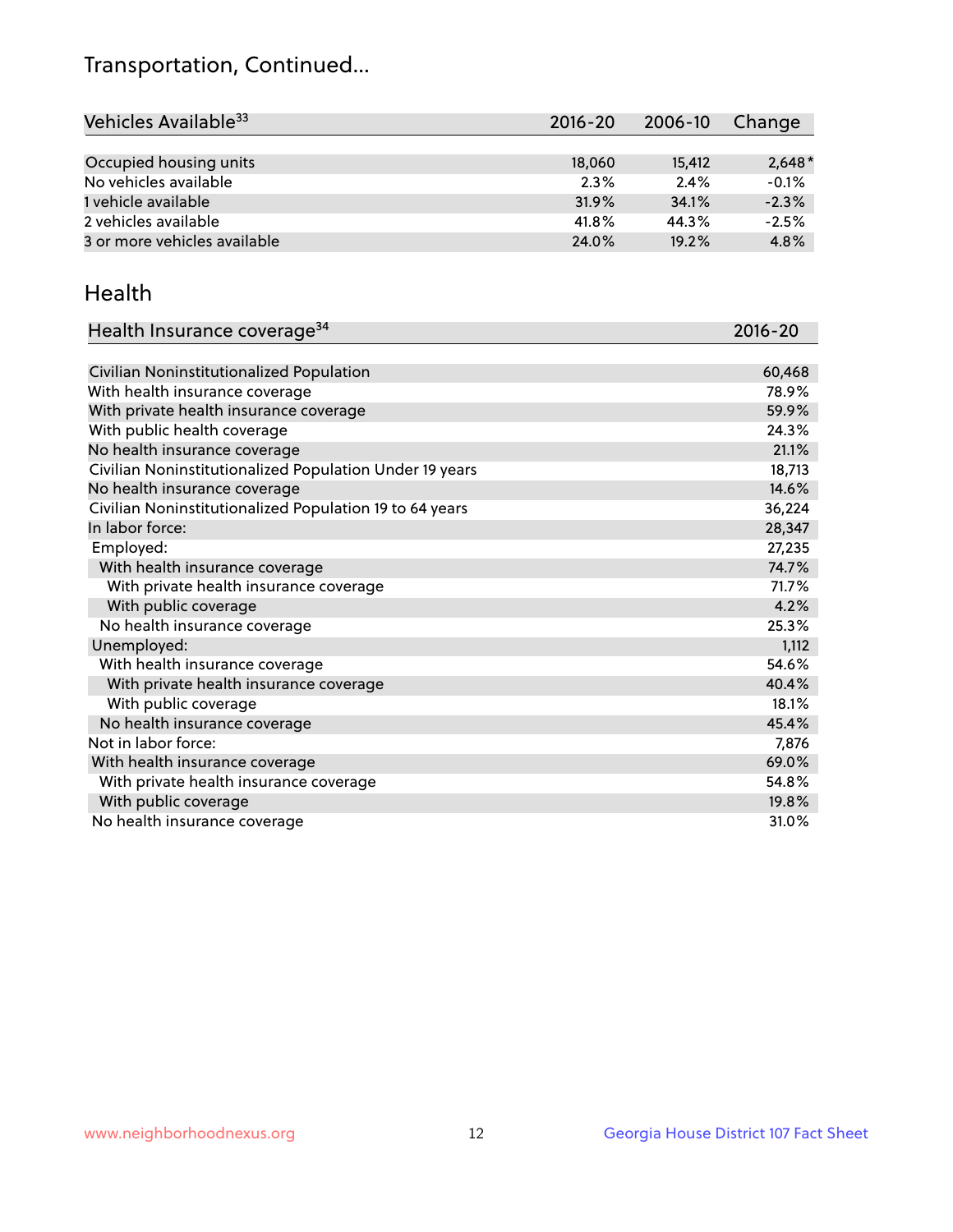# Transportation, Continued...

| Vehicles Available[33] | 2016-20 | 2006-10 | Change |
|---|---|---|---|
| Occupied housing units | 18,060 | 15,412 | 2,648* |
| No vehicles available | 2.3% | 2.4% | -0.1% |
| 1 vehicle available | 31.9% | 34.1% | -2.3% |
| 2 vehicles available | 41.8% | 44.3% | -2.5% |
| 3 or more vehicles available | 24.0% | 19.2% | 4.8% |

## Health

| Health Insurance coverage[34] | 2016-20 |
|---|---|
| Civilian Noninstitutionalized Population | 60,468 |
| With health insurance coverage | 78.9% |
| With private health insurance coverage | 59.9% |
| With public health coverage | 24.3% |
| No health insurance coverage | 21.1% |
| Civilian Noninstitutionalized Population Under 19 years | 18,713 |
| No health insurance coverage | 14.6% |
| Civilian Noninstitutionalized Population 19 to 64 years | 36,224 |
| In labor force: | 28,347 |
| Employed: | 27,235 |
| With health insurance coverage | 74.7% |
| With private health insurance coverage | 71.7% |
| With public coverage | 4.2% |
| No health insurance coverage | 25.3% |
| Unemployed: | 1,112 |
| With health insurance coverage | 54.6% |
| With private health insurance coverage | 40.4% |
| With public coverage | 18.1% |
| No health insurance coverage | 45.4% |
| Not in labor force: | 7,876 |
| With health insurance coverage | 69.0% |
| With private health insurance coverage | 54.8% |
| With public coverage | 19.8% |
| No health insurance coverage | 31.0% |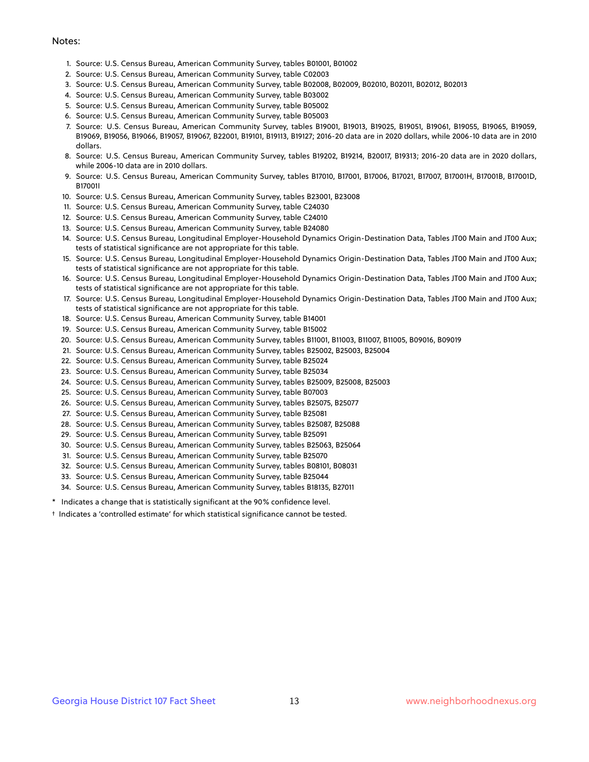Notes:

1. Source: U.S. Census Bureau, American Community Survey, tables B01001, B01002
2. Source: U.S. Census Bureau, American Community Survey, table C02003
3. Source: U.S. Census Bureau, American Community Survey, table B02008, B02009, B02010, B02011, B02012, B02013
4. Source: U.S. Census Bureau, American Community Survey, table B03002
5. Source: U.S. Census Bureau, American Community Survey, table B05002
6. Source: U.S. Census Bureau, American Community Survey, table B05003
7. Source: U.S. Census Bureau, American Community Survey, tables B19001, B19013, B19025, B19051, B19061, B19055, B19065, B19059, B19069, B19056, B19066, B19057, B19067, B22001, B19101, B19113, B19127; 2016-20 data are in 2020 dollars, while 2006-10 data are in 2010 dollars.
8. Source: U.S. Census Bureau, American Community Survey, tables B19202, B19214, B20017, B19313; 2016-20 data are in 2020 dollars, while 2006-10 data are in 2010 dollars.
9. Source: U.S. Census Bureau, American Community Survey, tables B17010, B17001, B17006, B17021, B17007, B17001H, B17001B, B17001D, B17001I
10. Source: U.S. Census Bureau, American Community Survey, tables B23001, B23008
11. Source: U.S. Census Bureau, American Community Survey, table C24030
12. Source: U.S. Census Bureau, American Community Survey, table C24010
13. Source: U.S. Census Bureau, American Community Survey, table B24080
14. Source: U.S. Census Bureau, Longitudinal Employer-Household Dynamics Origin-Destination Data, Tables JT00 Main and JT00 Aux; tests of statistical significance are not appropriate for this table.
15. Source: U.S. Census Bureau, Longitudinal Employer-Household Dynamics Origin-Destination Data, Tables JT00 Main and JT00 Aux; tests of statistical significance are not appropriate for this table.
16. Source: U.S. Census Bureau, Longitudinal Employer-Household Dynamics Origin-Destination Data, Tables JT00 Main and JT00 Aux; tests of statistical significance are not appropriate for this table.
17. Source: U.S. Census Bureau, Longitudinal Employer-Household Dynamics Origin-Destination Data, Tables JT00 Main and JT00 Aux; tests of statistical significance are not appropriate for this table.
18. Source: U.S. Census Bureau, American Community Survey, table B14001
19. Source: U.S. Census Bureau, American Community Survey, table B15002
20. Source: U.S. Census Bureau, American Community Survey, tables B11001, B11003, B11007, B11005, B09016, B09019
21. Source: U.S. Census Bureau, American Community Survey, tables B25002, B25003, B25004
22. Source: U.S. Census Bureau, American Community Survey, table B25024
23. Source: U.S. Census Bureau, American Community Survey, table B25034
24. Source: U.S. Census Bureau, American Community Survey, tables B25009, B25008, B25003
25. Source: U.S. Census Bureau, American Community Survey, table B07003
26. Source: U.S. Census Bureau, American Community Survey, tables B25075, B25077
27. Source: U.S. Census Bureau, American Community Survey, table B25081
28. Source: U.S. Census Bureau, American Community Survey, tables B25087, B25088
29. Source: U.S. Census Bureau, American Community Survey, table B25091
30. Source: U.S. Census Bureau, American Community Survey, tables B25063, B25064
31. Source: U.S. Census Bureau, American Community Survey, table B25070
32. Source: U.S. Census Bureau, American Community Survey, tables B08101, B08031
33. Source: U.S. Census Bureau, American Community Survey, table B25044
34. Source: U.S. Census Bureau, American Community Survey, tables B18135, B27011

\* Indicates a change that is statistically significant at the 90% confidence level.

† Indicates a 'controlled estimate' for which statistical significance cannot be tested.